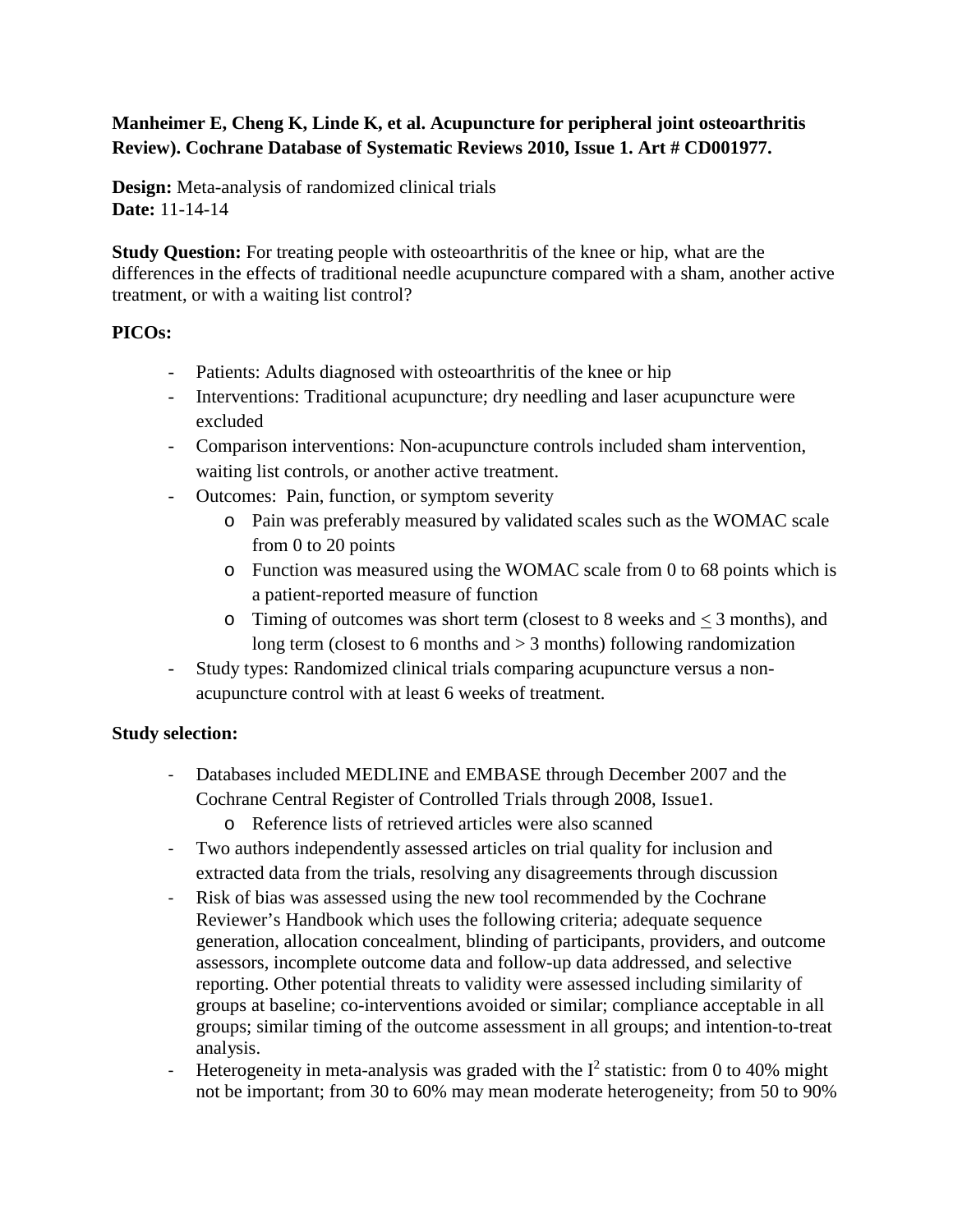**Manheimer E, Cheng K, Linde K, et al. Acupuncture for peripheral joint osteoarthritis Review). Cochrane Database of Systematic Reviews 2010, Issue 1. Art # CD001977.**

**Design:** Meta-analysis of randomized clinical trials
**Date:** 11-14-14

**Study Question:** For treating people with osteoarthritis of the knee or hip, what are the differences in the effects of traditional needle acupuncture compared with a sham, another active treatment, or with a waiting list control?

**PICOs:**

- Patients: Adults diagnosed with osteoarthritis of the knee or hip
- Interventions: Traditional acupuncture; dry needling and laser acupuncture were excluded
- Comparison interventions: Non-acupuncture controls included sham intervention, waiting list controls, or another active treatment.
- Outcomes: Pain, function, or symptom severity
  - Pain was preferably measured by validated scales such as the WOMAC scale from 0 to 20 points
  - Function was measured using the WOMAC scale from 0 to 68 points which is a patient-reported measure of function
  - Timing of outcomes was short term (closest to 8 weeks and $\leq$ 3 months), and long term (closest to 6 months and > 3 months) following randomization
- Study types: Randomized clinical trials comparing acupuncture versus a non-acupuncture control with at least 6 weeks of treatment.

**Study selection:**

- Databases included MEDLINE and EMBASE through December 2007 and the Cochrane Central Register of Controlled Trials through 2008, Issue1.
  - Reference lists of retrieved articles were also scanned
- Two authors independently assessed articles on trial quality for inclusion and extracted data from the trials, resolving any disagreements through discussion
- Risk of bias was assessed using the new tool recommended by the Cochrane Reviewer's Handbook which uses the following criteria; adequate sequence generation, allocation concealment, blinding of participants, providers, and outcome assessors, incomplete outcome data and follow-up data addressed, and selective reporting. Other potential threats to validity were assessed including similarity of groups at baseline; co-interventions avoided or similar; compliance acceptable in all groups; similar timing of the outcome assessment in all groups; and intention-to-treat analysis.
- Heterogeneity in meta-analysis was graded with the $I^2$ statistic: from 0 to 40% might not be important; from 30 to 60% may mean moderate heterogeneity; from 50 to 90%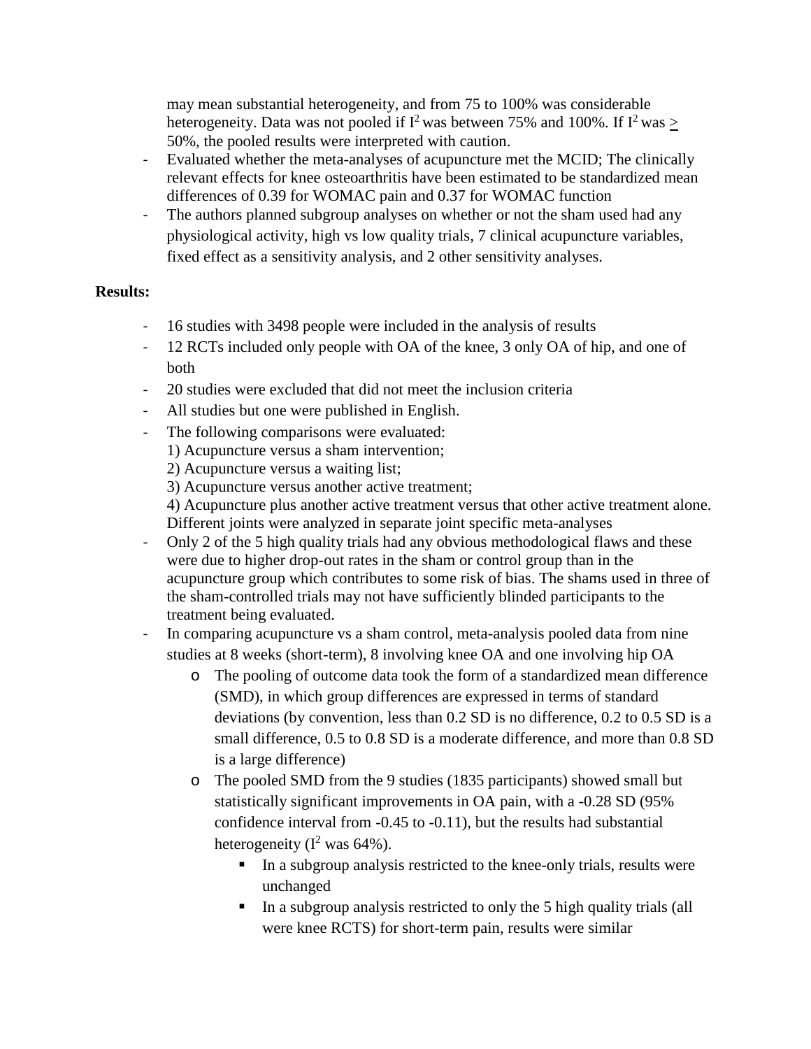may mean substantial heterogeneity, and from 75 to 100% was considerable heterogeneity. Data was not pooled if $I^2$ was between 75% and 100%. If $I^2$ was $\geq$ 50%, the pooled results were interpreted with caution.

- Evaluated whether the meta-analyses of acupuncture met the MCID; The clinically relevant effects for knee osteoarthritis have been estimated to be standardized mean differences of 0.39 for WOMAC pain and 0.37 for WOMAC function
- The authors planned subgroup analyses on whether or not the sham used had any physiological activity, high vs low quality trials, 7 clinical acupuncture variables, fixed effect as a sensitivity analysis, and 2 other sensitivity analyses.

**Results:**

- 16 studies with 3498 people were included in the analysis of results
- 12 RCTs included only people with OA of the knee, 3 only OA of hip, and one of both
- 20 studies were excluded that did not meet the inclusion criteria
- All studies but one were published in English.
- The following comparisons were evaluated:
  1) Acupuncture versus a sham intervention;
  2) Acupuncture versus a waiting list;
  3) Acupuncture versus another active treatment;
  4) Acupuncture plus another active treatment versus that other active treatment alone.
  Different joints were analyzed in separate joint specific meta-analyses
- Only 2 of the 5 high quality trials had any obvious methodological flaws and these were due to higher drop-out rates in the sham or control group than in the acupuncture group which contributes to some risk of bias. The shams used in three of the sham-controlled trials may not have sufficiently blinded participants to the treatment being evaluated.
- In comparing acupuncture vs a sham control, meta-analysis pooled data from nine studies at 8 weeks (short-term), 8 involving knee OA and one involving hip OA
  - The pooling of outcome data took the form of a standardized mean difference (SMD), in which group differences are expressed in terms of standard deviations (by convention, less than 0.2 SD is no difference, 0.2 to 0.5 SD is a small difference, 0.5 to 0.8 SD is a moderate difference, and more than 0.8 SD is a large difference)
  - The pooled SMD from the 9 studies (1835 participants) showed small but statistically significant improvements in OA pain, with a -0.28 SD (95% confidence interval from -0.45 to -0.11), but the results had substantial heterogeneity ($I^2$ was 64%).
    - In a subgroup analysis restricted to the knee-only trials, results were unchanged
    - In a subgroup analysis restricted to only the 5 high quality trials (all were knee RCTS) for short-term pain, results were similar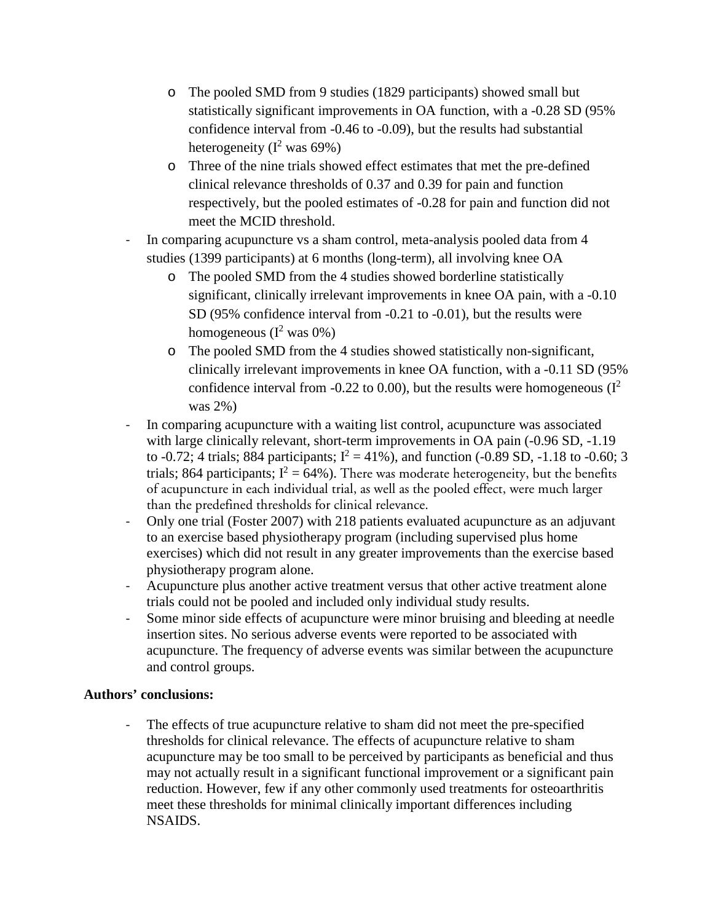- The pooled SMD from 9 studies (1829 participants) showed small but statistically significant improvements in OA function, with a -0.28 SD (95% confidence interval from -0.46 to -0.09), but the results had substantial heterogeneity ($I^2$ was 69%)
- Three of the nine trials showed effect estimates that met the pre-defined clinical relevance thresholds of 0.37 and 0.39 for pain and function respectively, but the pooled estimates of -0.28 for pain and function did not meet the MCID threshold.

- In comparing acupuncture vs a sham control, meta-analysis pooled data from 4 studies (1399 participants) at 6 months (long-term), all involving knee OA
  - The pooled SMD from the 4 studies showed borderline statistically significant, clinically irrelevant improvements in knee OA pain, with a -0.10 SD (95% confidence interval from -0.21 to -0.01), but the results were homogeneous ($I^2$ was 0%)
  - The pooled SMD from the 4 studies showed statistically non-significant, clinically irrelevant improvements in knee OA function, with a -0.11 SD (95% confidence interval from -0.22 to 0.00), but the results were homogeneous ($I^2$ was 2%)
- In comparing acupuncture with a waiting list control, acupuncture was associated with large clinically relevant, short-term improvements in OA pain (-0.96 SD, -1.19 to -0.72; 4 trials; 884 participants; $I^2$ = 41%), and function (-0.89 SD, -1.18 to -0.60; 3 trials; 864 participants; $I^2$ = 64%). There was moderate heterogeneity, but the benefits of acupuncture in each individual trial, as well as the pooled effect, were much larger than the predefined thresholds for clinical relevance.
- Only one trial (Foster 2007) with 218 patients evaluated acupuncture as an adjuvant to an exercise based physiotherapy program (including supervised plus home exercises) which did not result in any greater improvements than the exercise based physiotherapy program alone.
- Acupuncture plus another active treatment versus that other active treatment alone trials could not be pooled and included only individual study results.
- Some minor side effects of acupuncture were minor bruising and bleeding at needle insertion sites. No serious adverse events were reported to be associated with acupuncture. The frequency of adverse events was similar between the acupuncture and control groups.

**Authors' conclusions:**

- The effects of true acupuncture relative to sham did not meet the pre-specified thresholds for clinical relevance. The effects of acupuncture relative to sham acupuncture may be too small to be perceived by participants as beneficial and thus may not actually result in a significant functional improvement or a significant pain reduction. However, few if any other commonly used treatments for osteoarthritis meet these thresholds for minimal clinically important differences including NSAIDS.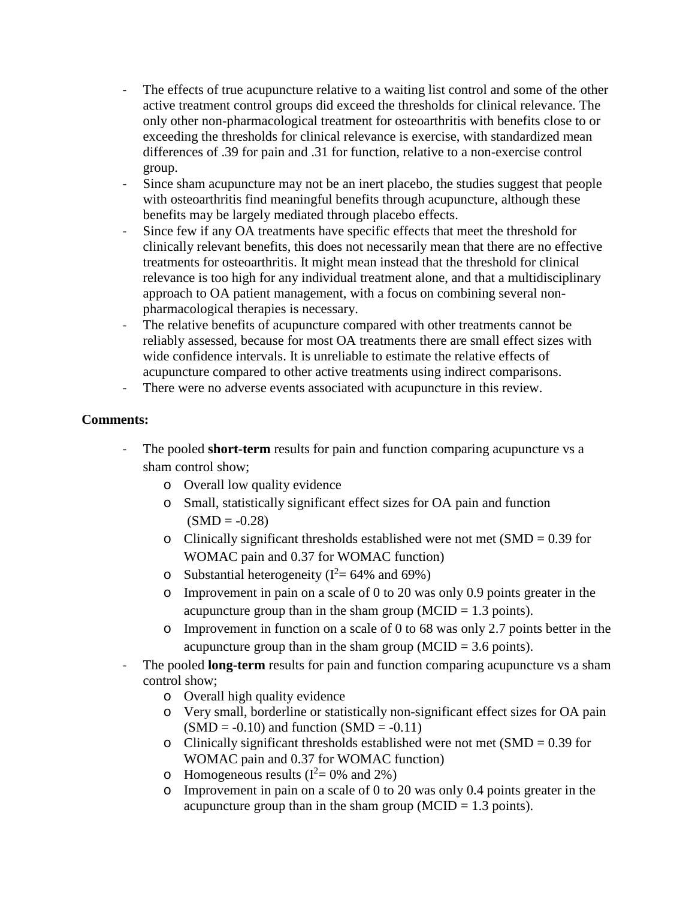- The effects of true acupuncture relative to a waiting list control and some of the other active treatment control groups did exceed the thresholds for clinical relevance. The only other non-pharmacological treatment for osteoarthritis with benefits close to or exceeding the thresholds for clinical relevance is exercise, with standardized mean differences of .39 for pain and .31 for function, relative to a non-exercise control group.
- Since sham acupuncture may not be an inert placebo, the studies suggest that people with osteoarthritis find meaningful benefits through acupuncture, although these benefits may be largely mediated through placebo effects.
- Since few if any OA treatments have specific effects that meet the threshold for clinically relevant benefits, this does not necessarily mean that there are no effective treatments for osteoarthritis. It might mean instead that the threshold for clinical relevance is too high for any individual treatment alone, and that a multidisciplinary approach to OA patient management, with a focus on combining several non-pharmacological therapies is necessary.
- The relative benefits of acupuncture compared with other treatments cannot be reliably assessed, because for most OA treatments there are small effect sizes with wide confidence intervals. It is unreliable to estimate the relative effects of acupuncture compared to other active treatments using indirect comparisons.
- There were no adverse events associated with acupuncture in this review.

**Comments:**

- The pooled **short-term** results for pain and function comparing acupuncture vs a sham control show;
    - Overall low quality evidence
    - Small, statistically significant effect sizes for OA pain and function (SMD = -0.28)
    - Clinically significant thresholds established were not met (SMD = 0.39 for WOMAC pain and 0.37 for WOMAC function)
    - Substantial heterogeneity ($I^2$= 64% and 69%)
    - Improvement in pain on a scale of 0 to 20 was only 0.9 points greater in the acupuncture group than in the sham group (MCID = 1.3 points).
    - Improvement in function on a scale of 0 to 68 was only 2.7 points better in the acupuncture group than in the sham group (MCID = 3.6 points).
- The pooled **long-term** results for pain and function comparing acupuncture vs a sham control show;
    - Overall high quality evidence
    - Very small, borderline or statistically non-significant effect sizes for OA pain (SMD = -0.10) and function (SMD = -0.11)
    - Clinically significant thresholds established were not met (SMD = 0.39 for WOMAC pain and 0.37 for WOMAC function)
    - Homogeneous results ($I^2$= 0% and 2%)
    - Improvement in pain on a scale of 0 to 20 was only 0.4 points greater in the acupuncture group than in the sham group (MCID = 1.3 points).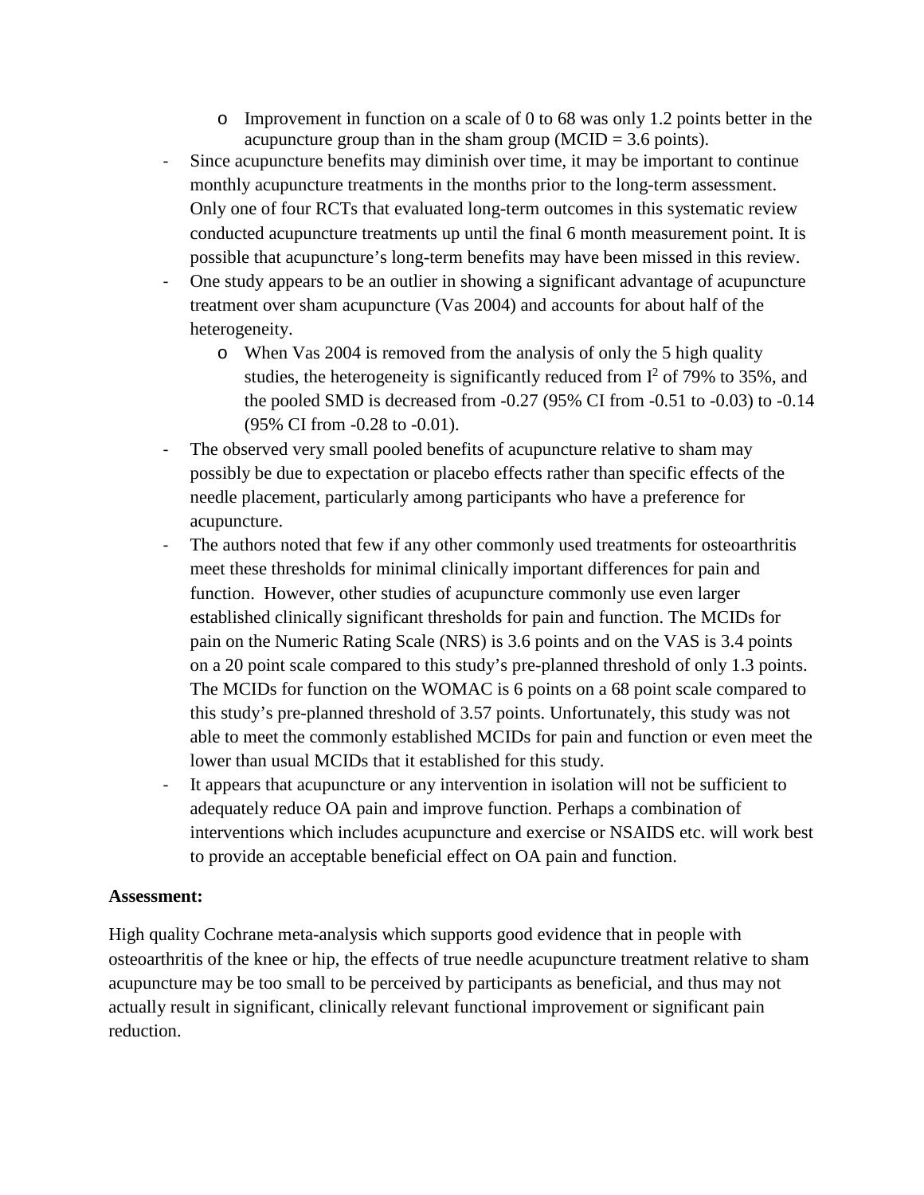- Improvement in function on a scale of 0 to 68 was only 1.2 points better in the acupuncture group than in the sham group (MCID = 3.6 points).
- Since acupuncture benefits may diminish over time, it may be important to continue monthly acupuncture treatments in the months prior to the long-term assessment. Only one of four RCTs that evaluated long-term outcomes in this systematic review conducted acupuncture treatments up until the final 6 month measurement point. It is possible that acupuncture's long-term benefits may have been missed in this review.
- One study appears to be an outlier in showing a significant advantage of acupuncture treatment over sham acupuncture (Vas 2004) and accounts for about half of the heterogeneity.
    - When Vas 2004 is removed from the analysis of only the 5 high quality studies, the heterogeneity is significantly reduced from $I^2$ of 79% to 35%, and the pooled SMD is decreased from -0.27 (95% CI from -0.51 to -0.03) to -0.14 (95% CI from -0.28 to -0.01).
- The observed very small pooled benefits of acupuncture relative to sham may possibly be due to expectation or placebo effects rather than specific effects of the needle placement, particularly among participants who have a preference for acupuncture.
- The authors noted that few if any other commonly used treatments for osteoarthritis meet these thresholds for minimal clinically important differences for pain and function. However, other studies of acupuncture commonly use even larger established clinically significant thresholds for pain and function. The MCIDs for pain on the Numeric Rating Scale (NRS) is 3.6 points and on the VAS is 3.4 points on a 20 point scale compared to this study's pre-planned threshold of only 1.3 points. The MCIDs for function on the WOMAC is 6 points on a 68 point scale compared to this study's pre-planned threshold of 3.57 points. Unfortunately, this study was not able to meet the commonly established MCIDs for pain and function or even meet the lower than usual MCIDs that it established for this study.
- It appears that acupuncture or any intervention in isolation will not be sufficient to adequately reduce OA pain and improve function. Perhaps a combination of interventions which includes acupuncture and exercise or NSAIDS etc. will work best to provide an acceptable beneficial effect on OA pain and function.

**Assessment:**

High quality Cochrane meta-analysis which supports good evidence that in people with osteoarthritis of the knee or hip, the effects of true needle acupuncture treatment relative to sham acupuncture may be too small to be perceived by participants as beneficial, and thus may not actually result in significant, clinically relevant functional improvement or significant pain reduction.